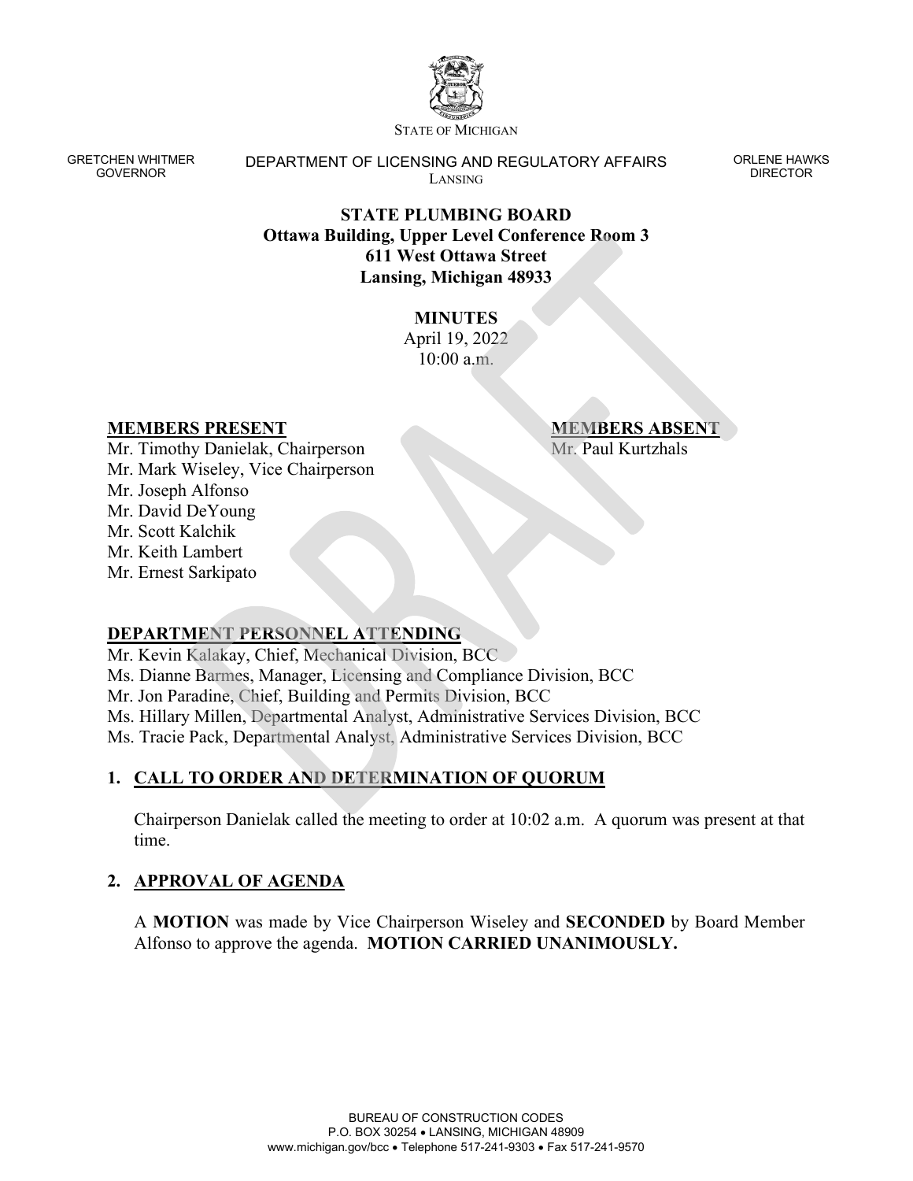STATE OF MICHIGAN

GRETCHEN WHITMER
GOVERNOR

DEPARTMENT OF LICENSING AND REGULATORY AFFAIRS
LANSING

ORLENE HAWKS
DIRECTOR

**STATE PLUMBING BOARD**
**Ottawa Building, Upper Level Conference Room 3**
**611 West Ottawa Street**
**Lansing, Michigan 48933**

**MINUTES**
April 19, 2022
10:00 a.m.

**MEMBERS PRESENT**

Mr. Timothy Danielak, Chairperson
Mr. Mark Wiseley, Vice Chairperson
Mr. Joseph Alfonso
Mr. David DeYoung
Mr. Scott Kalchik
Mr. Keith Lambert
Mr. Ernest Sarkipato

**MEMBERS ABSENT**

Mr. Paul Kurtzhals

**DEPARTMENT PERSONNEL ATTENDING**

Mr. Kevin Kalakay, Chief, Mechanical Division, BCC
Ms. Dianne Barmes, Manager, Licensing and Compliance Division, BCC
Mr. Jon Paradine, Chief, Building and Permits Division, BCC
Ms. Hillary Millen, Departmental Analyst, Administrative Services Division, BCC
Ms. Tracie Pack, Departmental Analyst, Administrative Services Division, BCC

## 1. CALL TO ORDER AND DETERMINATION OF QUORUM

Chairperson Danielak called the meeting to order at 10:02 a.m. A quorum was present at that time.

## 2. APPROVAL OF AGENDA

A **MOTION** was made by Vice Chairperson Wiseley and **SECONDED** by Board Member Alfonso to approve the agenda. **MOTION CARRIED UNANIMOUSLY.**

BUREAU OF CONSTRUCTION CODES
P.O. BOX 30254 • LANSING, MICHIGAN 48909
www.michigan.gov/bcc • Telephone 517-241-9303 • Fax 517-241-9570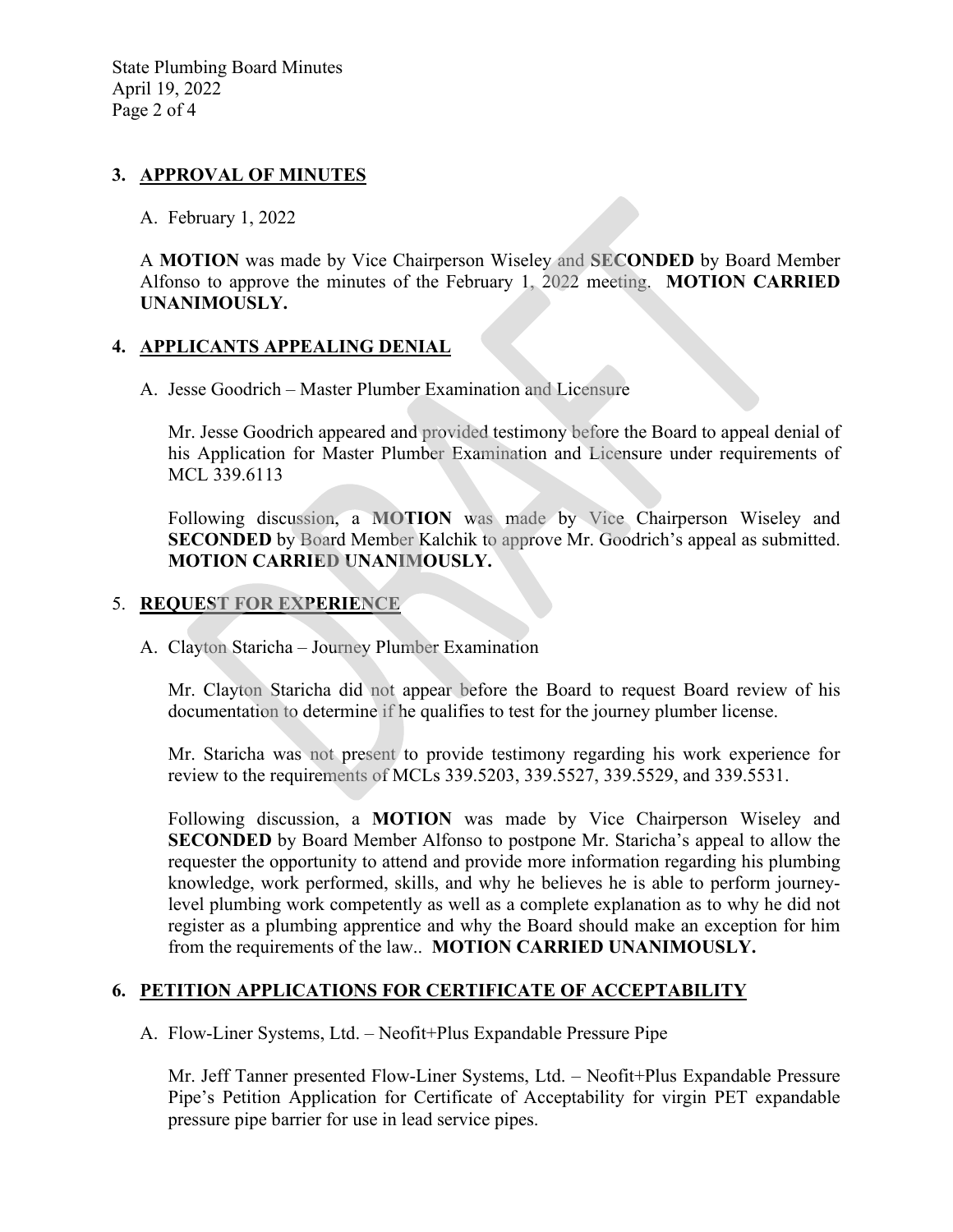## 3. APPROVAL OF MINUTES

A. February 1, 2022

A **MOTION** was made by Vice Chairperson Wiseley and **SECONDED** by Board Member Alfonso to approve the minutes of the February 1, 2022 meeting. **MOTION CARRIED UNANIMOUSLY.**

## 4. APPLICANTS APPEALING DENIAL

A. Jesse Goodrich – Master Plumber Examination and Licensure

Mr. Jesse Goodrich appeared and provided testimony before the Board to appeal denial of his Application for Master Plumber Examination and Licensure under requirements of MCL 339.6113

Following discussion, a **MOTION** was made by Vice Chairperson Wiseley and **SECONDED** by Board Member Kalchik to approve Mr. Goodrich's appeal as submitted. **MOTION CARRIED UNANIMOUSLY.**

## 5. REQUEST FOR EXPERIENCE

A. Clayton Staricha – Journey Plumber Examination

Mr. Clayton Staricha did not appear before the Board to request Board review of his documentation to determine if he qualifies to test for the journey plumber license.

Mr. Staricha was not present to provide testimony regarding his work experience for review to the requirements of MCLs 339.5203, 339.5527, 339.5529, and 339.5531.

Following discussion, a **MOTION** was made by Vice Chairperson Wiseley and **SECONDED** by Board Member Alfonso to postpone Mr. Staricha's appeal to allow the requester the opportunity to attend and provide more information regarding his plumbing knowledge, work performed, skills, and why he believes he is able to perform journey-level plumbing work competently as well as a complete explanation as to why he did not register as a plumbing apprentice and why the Board should make an exception for him from the requirements of the law.. **MOTION CARRIED UNANIMOUSLY.**

## 6. PETITION APPLICATIONS FOR CERTIFICATE OF ACCEPTABILITY

A. Flow-Liner Systems, Ltd. – Neofit+Plus Expandable Pressure Pipe

Mr. Jeff Tanner presented Flow-Liner Systems, Ltd. – Neofit+Plus Expandable Pressure Pipe's Petition Application for Certificate of Acceptability for virgin PET expandable pressure pipe barrier for use in lead service pipes.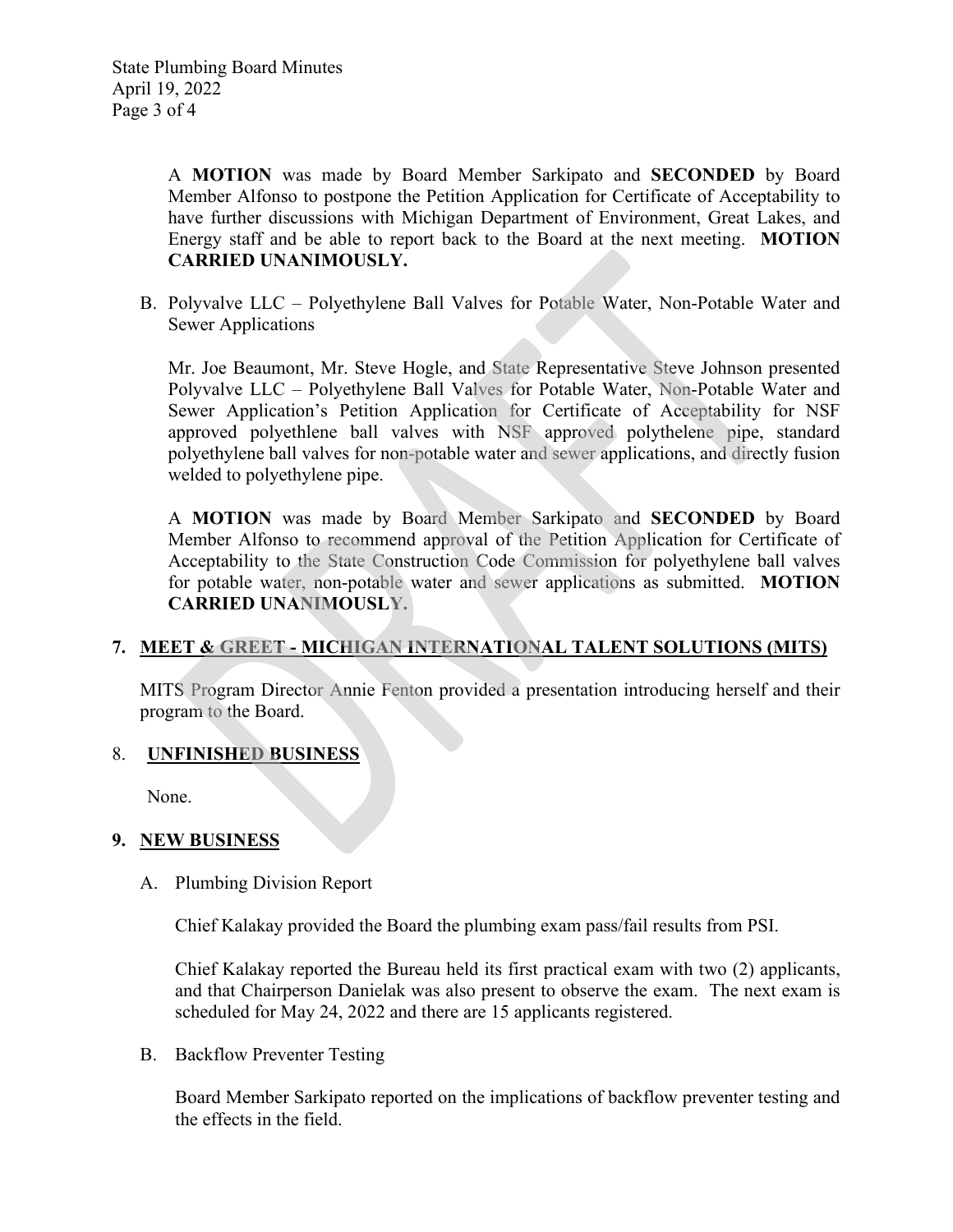A **MOTION** was made by Board Member Sarkipato and **SECONDED** by Board Member Alfonso to postpone the Petition Application for Certificate of Acceptability to have further discussions with Michigan Department of Environment, Great Lakes, and Energy staff and be able to report back to the Board at the next meeting. **MOTION CARRIED UNANIMOUSLY.**

B. Polyvalve LLC – Polyethylene Ball Valves for Potable Water, Non-Potable Water and Sewer Applications

Mr. Joe Beaumont, Mr. Steve Hogle, and State Representative Steve Johnson presented Polyvalve LLC – Polyethylene Ball Valves for Potable Water, Non-Potable Water and Sewer Application's Petition Application for Certificate of Acceptability for NSF approved polyethlene ball valves with NSF approved polythelene pipe, standard polyethylene ball valves for non-potable water and sewer applications, and directly fusion welded to polyethylene pipe.

A **MOTION** was made by Board Member Sarkipato and **SECONDED** by Board Member Alfonso to recommend approval of the Petition Application for Certificate of Acceptability to the State Construction Code Commission for polyethylene ball valves for potable water, non-potable water and sewer applications as submitted. **MOTION CARRIED UNANIMOUSLY.**

## 7. MEET & GREET - MICHIGAN INTERNATIONAL TALENT SOLUTIONS (MITS)

MITS Program Director Annie Fenton provided a presentation introducing herself and their program to the Board.

## 8. UNFINISHED BUSINESS

None.

## 9. NEW BUSINESS

A. Plumbing Division Report

Chief Kalakay provided the Board the plumbing exam pass/fail results from PSI.

Chief Kalakay reported the Bureau held its first practical exam with two (2) applicants, and that Chairperson Danielak was also present to observe the exam. The next exam is scheduled for May 24, 2022 and there are 15 applicants registered.

B. Backflow Preventer Testing

Board Member Sarkipato reported on the implications of backflow preventer testing and the effects in the field.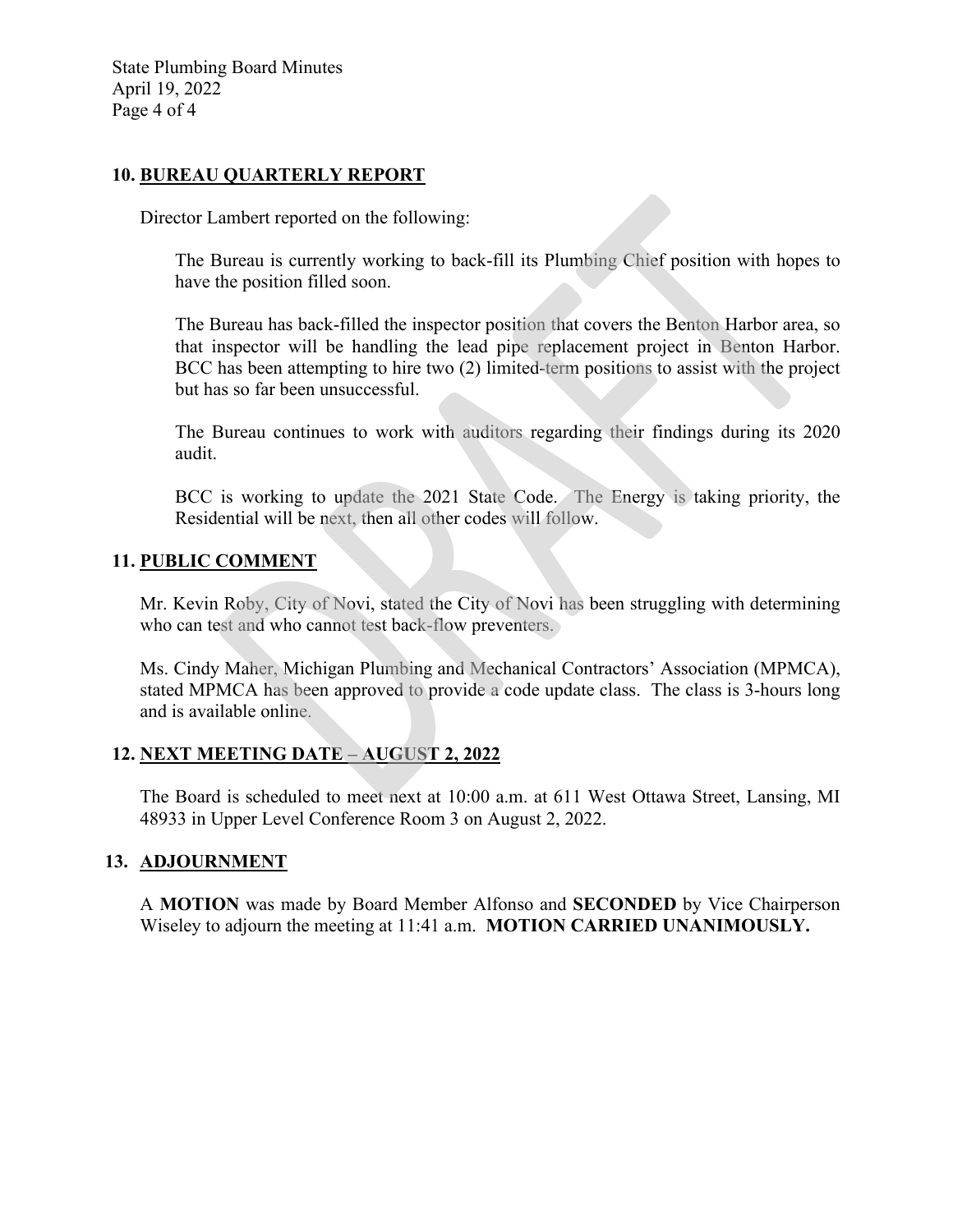## 10. BUREAU QUARTERLY REPORT

Director Lambert reported on the following:

The Bureau is currently working to back-fill its Plumbing Chief position with hopes to have the position filled soon.

The Bureau has back-filled the inspector position that covers the Benton Harbor area, so that inspector will be handling the lead pipe replacement project in Benton Harbor. BCC has been attempting to hire two (2) limited-term positions to assist with the project but has so far been unsuccessful.

The Bureau continues to work with auditors regarding their findings during its 2020 audit.

BCC is working to update the 2021 State Code. The Energy is taking priority, the Residential will be next, then all other codes will follow.

## 11. PUBLIC COMMENT

Mr. Kevin Roby, City of Novi, stated the City of Novi has been struggling with determining who can test and who cannot test back-flow preventers.

Ms. Cindy Maher, Michigan Plumbing and Mechanical Contractors' Association (MPMCA), stated MPMCA has been approved to provide a code update class. The class is 3-hours long and is available online.

## 12. NEXT MEETING DATE – AUGUST 2, 2022

The Board is scheduled to meet next at 10:00 a.m. at 611 West Ottawa Street, Lansing, MI 48933 in Upper Level Conference Room 3 on August 2, 2022.

## 13. ADJOURNMENT

A **MOTION** was made by Board Member Alfonso and **SECONDED** by Vice Chairperson Wiseley to adjourn the meeting at 11:41 a.m. **MOTION CARRIED UNANIMOUSLY.**